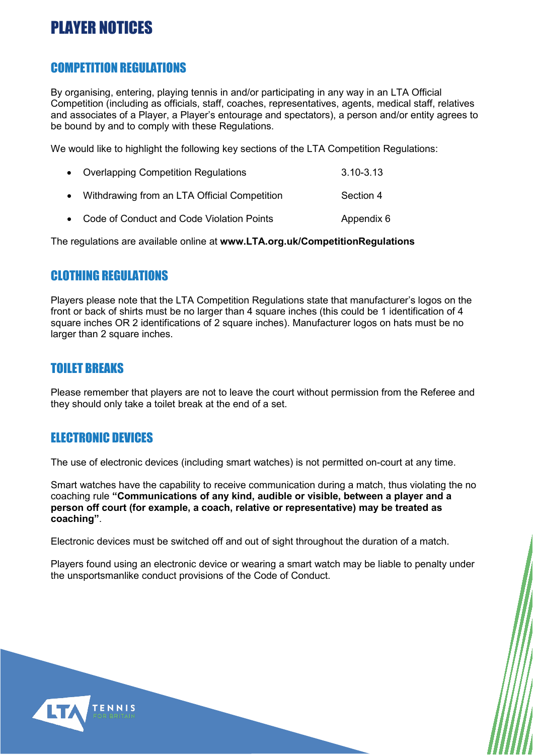# PLAYER NOTICES

## COMPETITION REGULATIONS

By organising, entering, playing tennis in and/or participating in any way in an LTA Official Competition (including as officials, staff, coaches, representatives, agents, medical staff, relatives and associates of a Player, a Player's entourage and spectators), a person and/or entity agrees to be bound by and to comply with these Regulations.

We would like to highlight the following key sections of the LTA Competition Regulations:

- Overlapping Competition Regulations 3.10-3.13
- Withdrawing from an LTA Official Competition Section 4
- Code of Conduct and Code Violation Points Appendix 6

The regulations are available online at **www.LTA.org.uk/CompetitionRegulations**

## CLOTHING REGULATIONS

Players please note that the LTA Competition Regulations state that manufacturer's logos on the front or back of shirts must be no larger than 4 square inches (this could be 1 identification of 4 square inches OR 2 identifications of 2 square inches). Manufacturer logos on hats must be no larger than 2 square inches.

## TOILET BREAKS

Please remember that players are not to leave the court without permission from the Referee and they should only take a toilet break at the end of a set.

## ELECTRONIC DEVICES

The use of electronic devices (including smart watches) is not permitted on-court at any time.

Smart watches have the capability to receive communication during a match, thus violating the no coaching rule **"Communications of any kind, audible or visible, between a player and a person off court (for example, a coach, relative or representative) may be treated as coaching"**.

Electronic devices must be switched off and out of sight throughout the duration of a match.

Players found using an electronic device or wearing a smart watch may be liable to penalty under the unsportsmanlike conduct provisions of the Code of Conduct.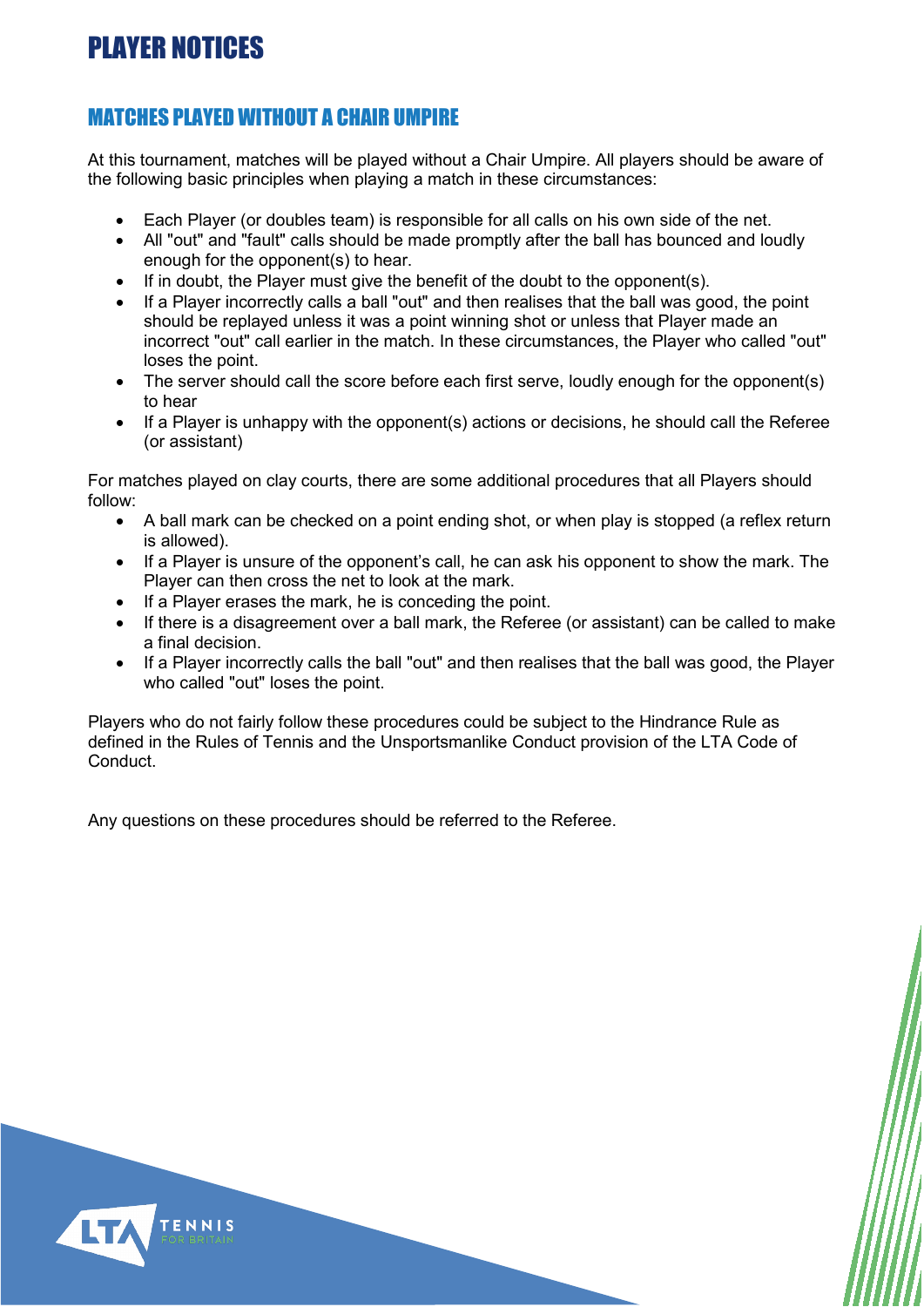# PLAYER NOTICES

## MATCHES PLAYED WITHOUT A CHAIR UMPIRE

At this tournament, matches will be played without a Chair Umpire. All players should be aware of the following basic principles when playing a match in these circumstances:

- Each Player (or doubles team) is responsible for all calls on his own side of the net.
- All "out" and "fault" calls should be made promptly after the ball has bounced and loudly enough for the opponent(s) to hear.
- If in doubt, the Player must give the benefit of the doubt to the opponent(s).
- If a Player incorrectly calls a ball "out" and then realises that the ball was good, the point should be replayed unless it was a point winning shot or unless that Player made an incorrect "out" call earlier in the match. In these circumstances, the Player who called "out" loses the point.
- The server should call the score before each first serve, loudly enough for the opponent(s) to hear
- If a Player is unhappy with the opponent(s) actions or decisions, he should call the Referee (or assistant)

For matches played on clay courts, there are some additional procedures that all Players should follow:

- A ball mark can be checked on a point ending shot, or when play is stopped (a reflex return is allowed).
- If a Player is unsure of the opponent's call, he can ask his opponent to show the mark. The Player can then cross the net to look at the mark.
- If a Player erases the mark, he is conceding the point.
- If there is a disagreement over a ball mark, the Referee (or assistant) can be called to make a final decision.
- If a Player incorrectly calls the ball "out" and then realises that the ball was good, the Player who called "out" loses the point.

Players who do not fairly follow these procedures could be subject to the Hindrance Rule as defined in the Rules of Tennis and the Unsportsmanlike Conduct provision of the LTA Code of Conduct.

Any questions on these procedures should be referred to the Referee.